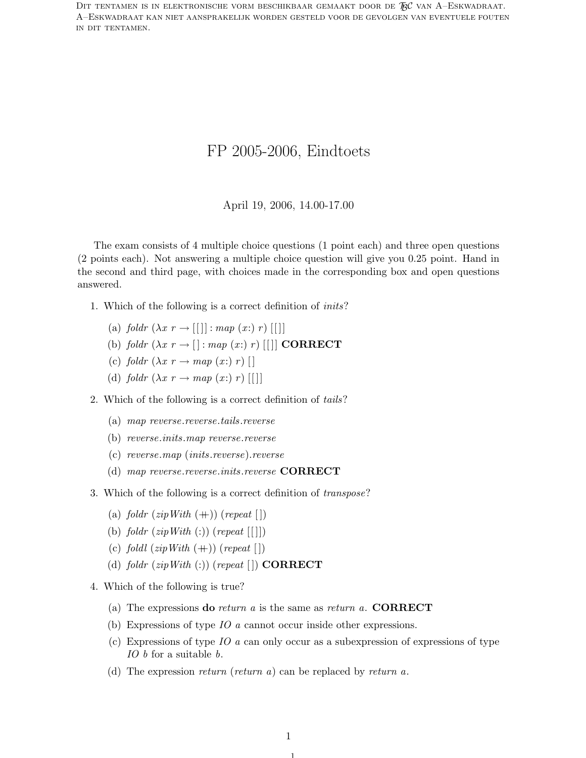Dit tentamen is in elektronische vorm beschikbaar gemaakt door de $\mathcal{TBC}$ van A–Eskwadraat. A–Eskwadraat kan niet aansprakelijk worden gesteld voor de gevolgen van eventuele fouten in dit tentamen.

# FP 2005-2006, Eindtoets

April 19, 2006, 14.00-17.00

The exam consists of 4 multiple choice questions (1 point each) and three open questions (2 points each). Not answering a multiple choice question will give you 0.25 point. Hand in the second and third page, with choices made in the corresponding box and open questions answered.

1. Which of the following is a correct definition of *inits*?
   (a) *foldr* $(\lambda x\ r \rightarrow [[\,]] : map\ (x{:})\ r)\ [[\,]]$
   (b) *foldr* $(\lambda x\ r \rightarrow [\,] : map\ (x{:})\ r)\ [[\,]]$ **CORRECT**
   (c) *foldr* $(\lambda x\ r \rightarrow map\ (x{:})\ r)\ [\,]$
   (d) *foldr* $(\lambda x\ r \rightarrow map\ (x{:})\ r)\ [[\,]]$

2. Which of the following is a correct definition of *tails*?
   (a) *map reverse.reverse.tails.reverse*
   (b) *reverse.inits.map reverse.reverse*
   (c) *reverse.map (inits.reverse).reverse*
   (d) *map reverse.reverse.inits.reverse* **CORRECT**

3. Which of the following is a correct definition of *transpose*?
   (a) *foldr* (*zipWith* (++)) (*repeat* [ ])
   (b) *foldr* (*zipWith* (:)) (*repeat* [[ ]])
   (c) *foldl* (*zipWith* (++)) (*repeat* [ ])
   (d) *foldr* (*zipWith* (:)) (*repeat* [ ]) **CORRECT**

4. Which of the following is true?
   (a) The expressions **do** *return a* is the same as *return a*. **CORRECT**
   (b) Expressions of type *IO a* cannot occur inside other expressions.
   (c) Expressions of type *IO a* can only occur as a subexpression of expressions of type *IO b* for a suitable *b*.
   (d) The expression *return* (*return a*) can be replaced by *return a*.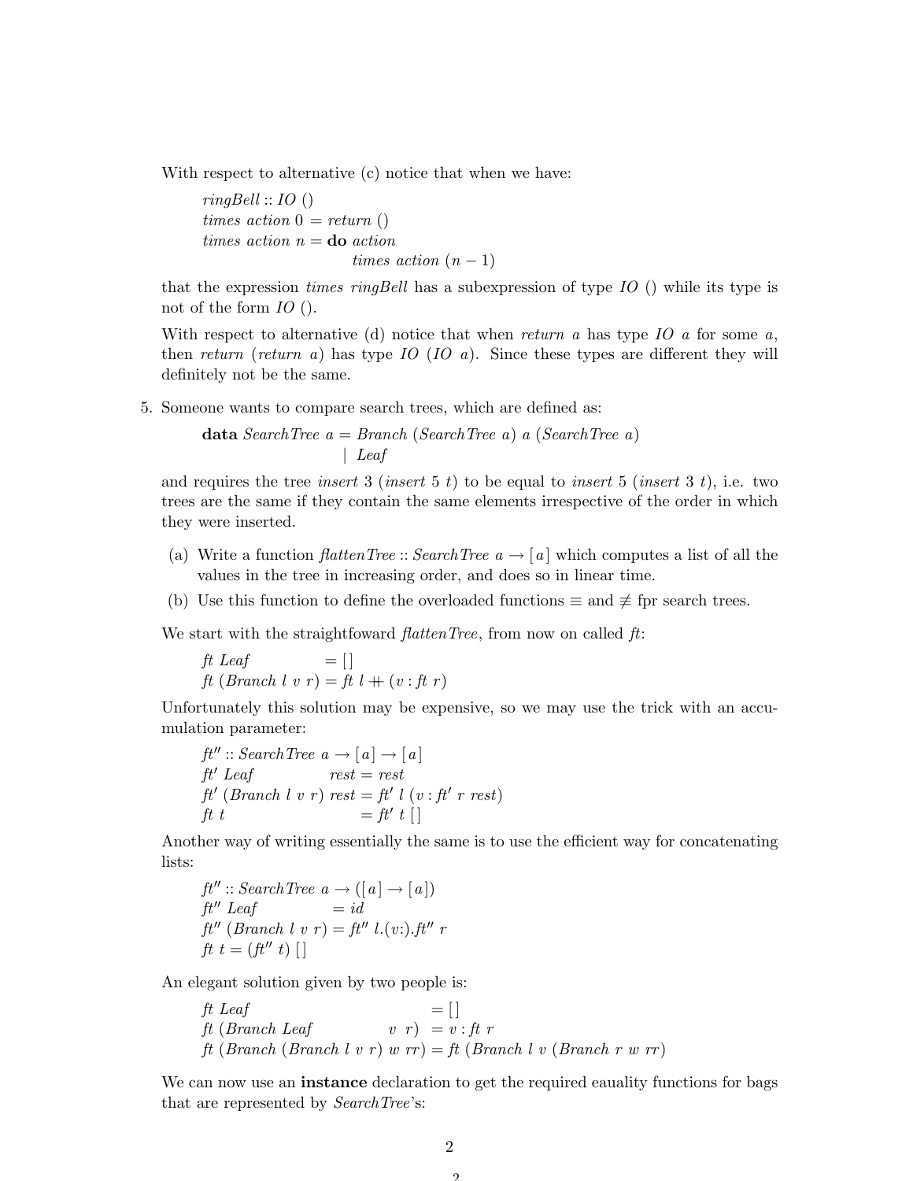With respect to alternative (c) notice that when we have:

```
ringBell :: IO ()
times action 0 = return ()
times action n = do action
                    times action (n - 1)
```

that the expression *times ringBell* has a subexpression of type *IO* () while its type is not of the form *IO* ().

With respect to alternative (d) notice that when *return a* has type *IO a* for some *a*, then *return* (*return a*) has type *IO* (*IO a*). Since these types are different they will definitely not be the same.

5. Someone wants to compare search trees, which are defined as:

```
data SearchTree a = Branch (SearchTree a) a (SearchTree a)
                  | Leaf
```

and requires the tree *insert* 3 (*insert* 5 *t*) to be equal to *insert* 5 (*insert* 3 *t*), i.e. two trees are the same if they contain the same elements irrespective of the order in which they were inserted.

   (a) Write a function *flattenTree* :: *SearchTree a* → [*a*] which computes a list of all the values in the tree in increasing order, and does so in linear time.

   (b) Use this function to define the overloaded functions ≡ and ≢ fpr search trees.

We start with the straightfoward *flattenTree*, from now on called *ft*:

```
ft Leaf           = []
ft (Branch l v r) = ft l ++ (v : ft r)
```

Unfortunately this solution may be expensive, so we may use the trick with an accumulation parameter:

```
ft'' :: SearchTree a → [a] → [a]
ft' Leaf                = rest
ft' (Branch l v r) rest = ft' l (v : ft' r rest)
ft t                    = ft' t []
```

Another way of writing essentially the same is to use the efficient way for concatenating lists:

```
ft'' :: SearchTree a → ([a] → [a])
ft'' Leaf           = id
ft'' (Branch l v r) = ft'' l.(v:).ft'' r
ft t = (ft'' t) []
```

An elegant solution given by two people is:

```
ft Leaf                          = []
ft (Branch Leaf           v r)   = v : ft r
ft (Branch (Branch l v r) w rr)  = ft (Branch l v (Branch r w rr)
```

We can now use an **instance** declaration to get the required eauality functions for bags that are represented by *SearchTree*'s: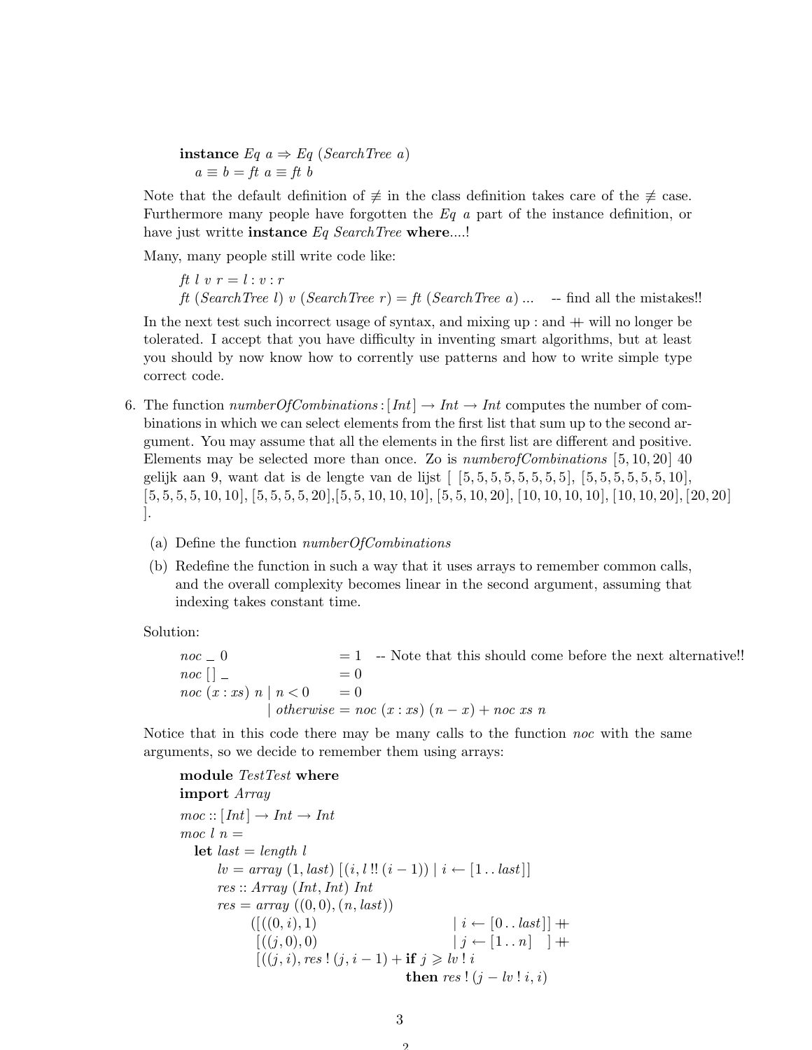```
instance Eq a => Eq (SearchTree a)
  a ≡ b = ft a ≡ ft b
```

Note that the default definition of ≢ in the class definition takes care of the ≢ case. Furthermore many people have forgotten the *Eq a* part of the instance definition, or have just writte **instance** *Eq SearchTree* **where**....!

Many, many people still write code like:

```
ft l v r = l : v : r
ft (SearchTree l) v (SearchTree r) = ft (SearchTree a) ...    -- find all the mistakes!!
```

In the next test such incorrect usage of syntax, and mixing up : and ++ will no longer be tolerated. I accept that you have difficulty in inventing smart algorithms, but at least you should by now know how to corrently use patterns and how to write simple type correct code.

6. The function *numberOfCombinations* : [*Int*] → *Int* → *Int* computes the number of combinations in which we can select elements from the first list that sum up to the second argument. You may assume that all the elements in the first list are different and positive. Elements may be selected more than once. Zo is *numberofCombinations* [5, 10, 20] 40 gelijk aan 9, want dat is de lengte van de lijst [ [5, 5, 5, 5, 5, 5, 5, 5], [5, 5, 5, 5, 5, 5, 10], [5, 5, 5, 5, 10, 10], [5, 5, 5, 5, 20],[5, 5, 10, 10, 10], [5, 5, 10, 20], [10, 10, 10, 10], [10, 10, 20], [20, 20] ].

   (a) Define the function *numberOfCombinations*

   (b) Redefine the function in such a way that it uses arrays to remember common calls, and the overall complexity becomes linear in the second argument, assuming that indexing takes constant time.

Solution:

```
noc _ 0              = 1   -- Note that this should come before the next alternative!!
noc [] _             = 0
noc (x : xs) n | n < 0  = 0
               | otherwise = noc (x : xs) (n - x) + noc xs n
```

Notice that in this code there may be many calls to the function *noc* with the same arguments, so we decide to remember them using arrays:

```
module TestTest where
import Array
moc :: [Int] → Int → Int
moc l n =
  let last = length l
      lv = array (1, last) [(i, l !! (i - 1)) | i ← [1 .. last]]
      res :: Array (Int, Int) Int
      res = array ((0, 0), (n, last))
            ([((0, i), 1)                          | i ← [0 .. last]] ++
             [((j, 0), 0)                          | j ← [1 .. n]   ] ++
             [((j, i), res ! (j, i - 1) + if j ⩾ lv ! i
                                          then res ! (j - lv ! i, i)
```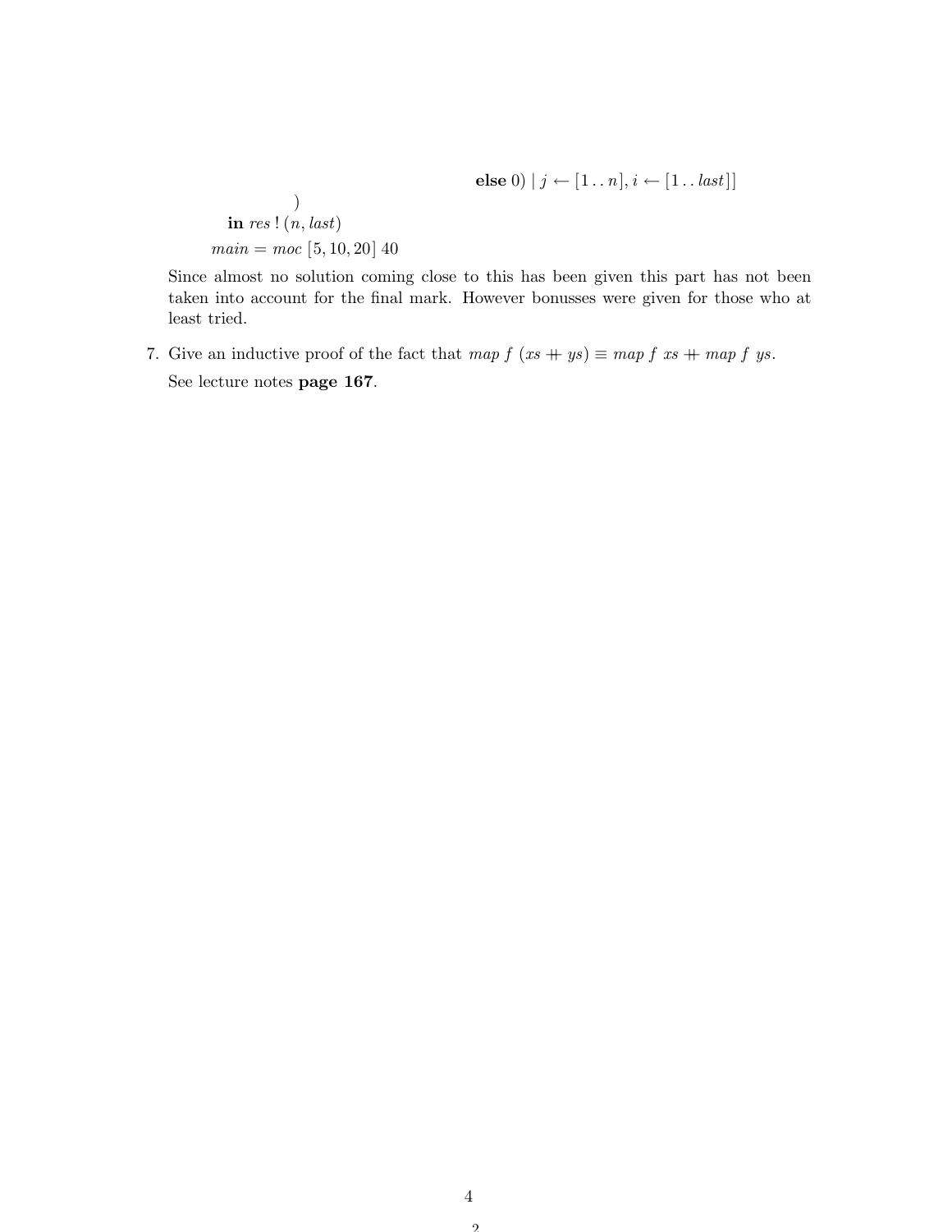```
                                        else 0) | j ← [1 .. n], i ← [1 .. last]]
          )
      in res ! (n, last)
    main = moc [5, 10, 20] 40
```

Since almost no solution coming close to this has been given this part has not been taken into account for the final mark. However bonusses were given for those who at least tried.

7. Give an inductive proof of the fact that *map f* (*xs* ++ *ys*) ≡ *map f xs* ++ *map f ys*.

   See lecture notes **page 167**.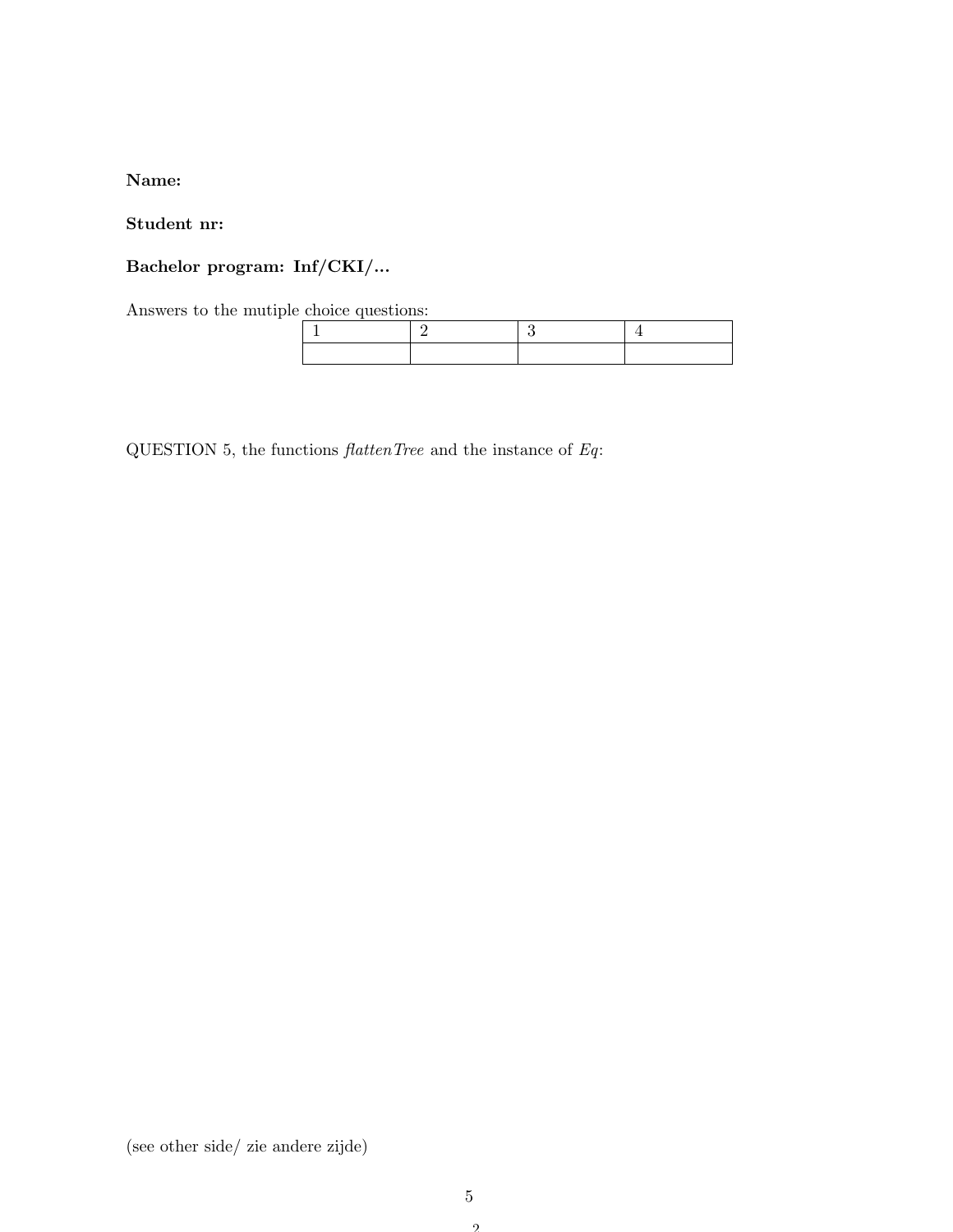**Name:**

**Student nr:**

**Bachelor program: Inf/CKI/...**

Answers to the mutiple choice questions:

| 1 | 2 | 3 | 4 |
|---|---|---|---|
| | | | |

QUESTION 5, the functions *flattenTree* and the instance of *Eq*:

(see other side/ zie andere zijde)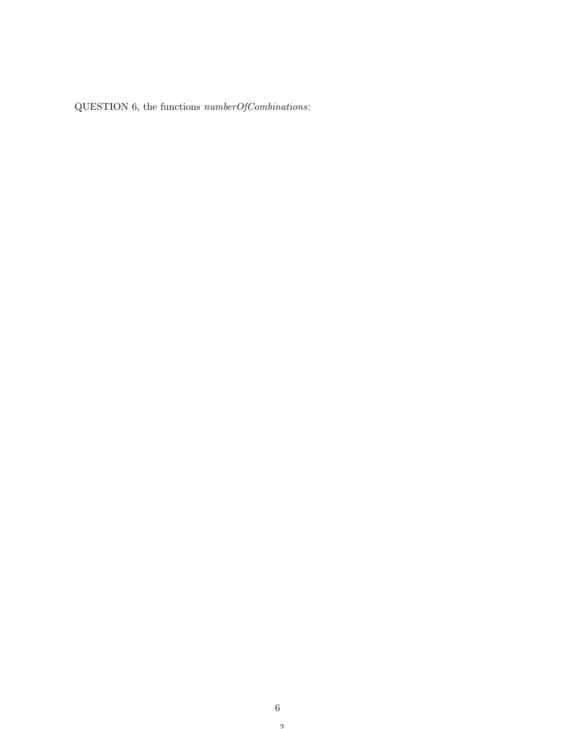QUESTION 6, the functions *numberOfCombinations*: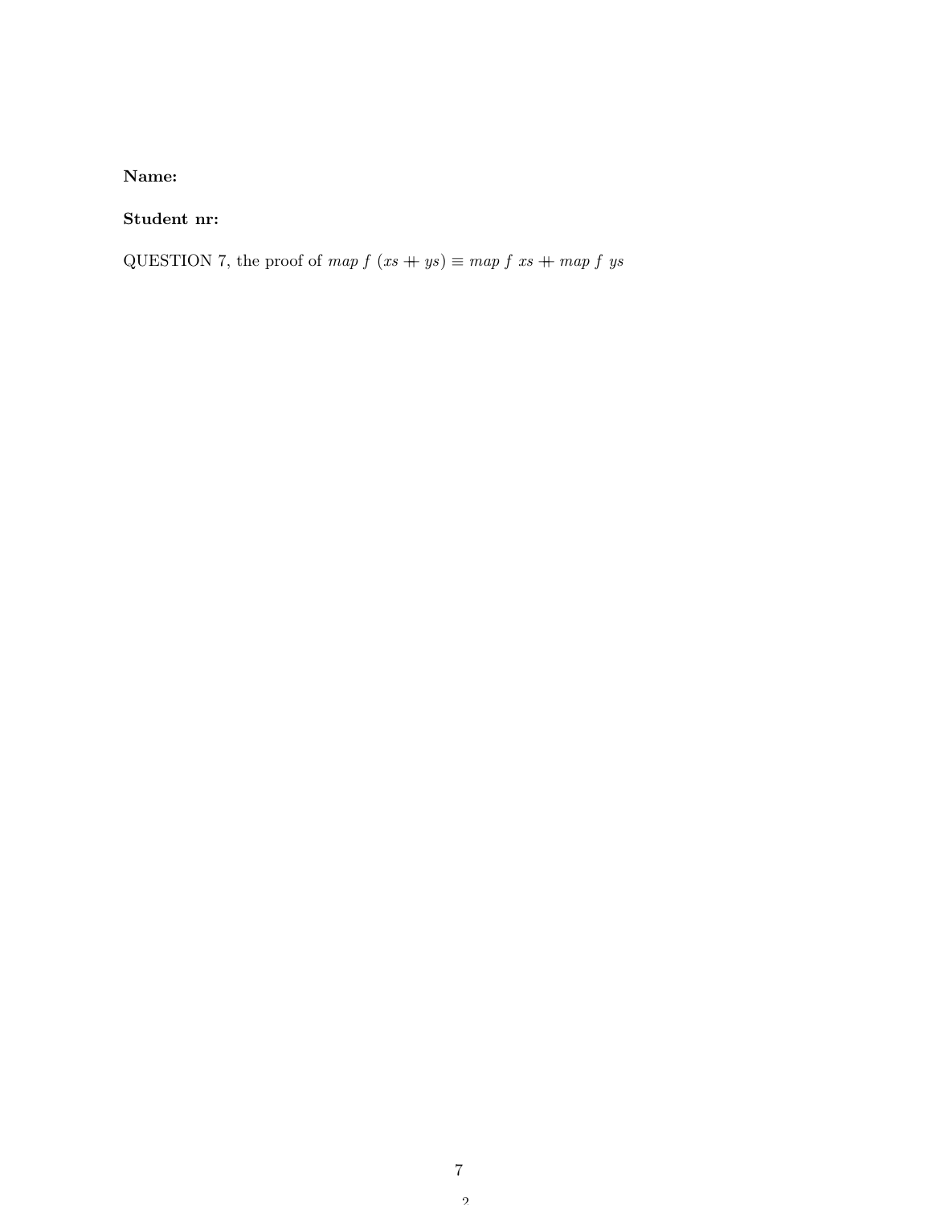**Name:**

**Student nr:**

QUESTION 7, the proof of $map\ f\ (xs \mathbin{+\!\!+} ys) \equiv map\ f\ xs \mathbin{+\!\!+} map\ f\ ys$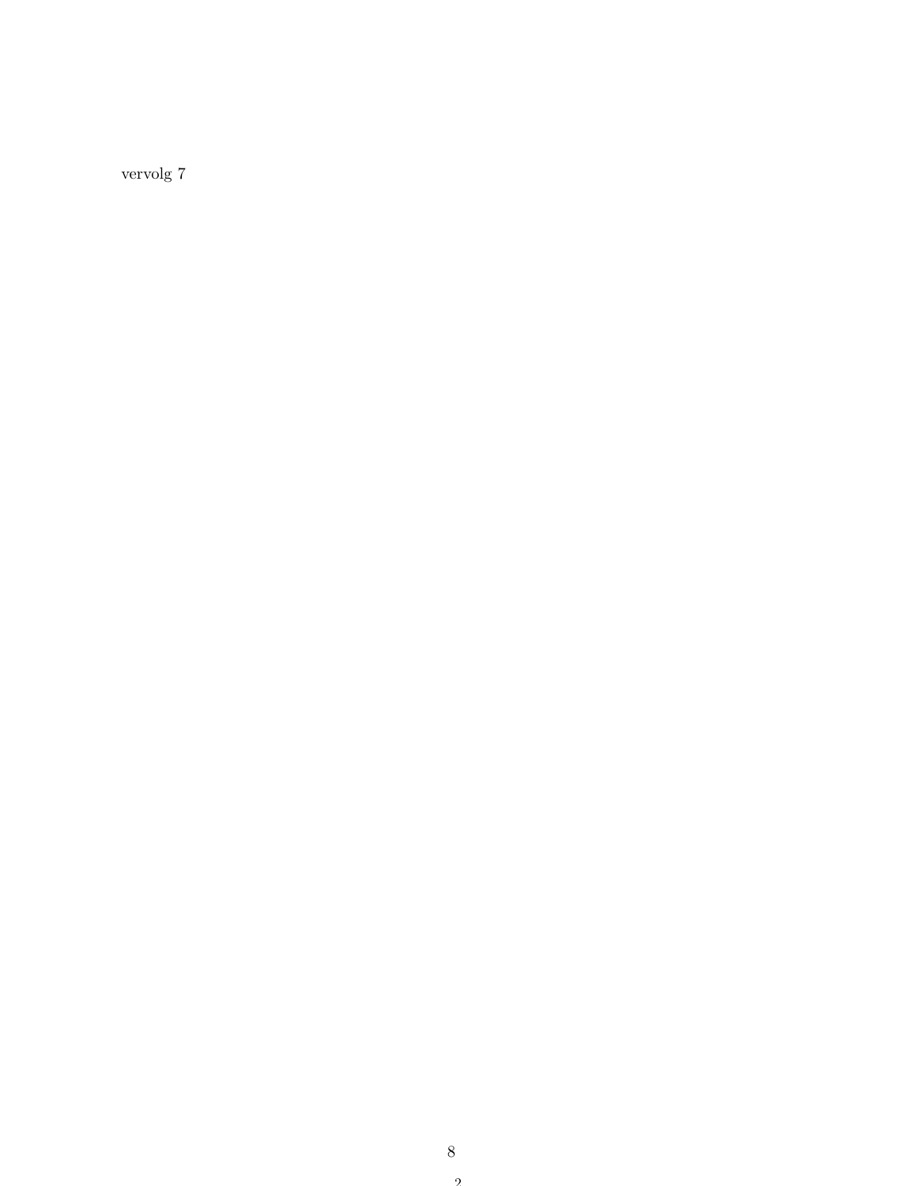vervolg 7